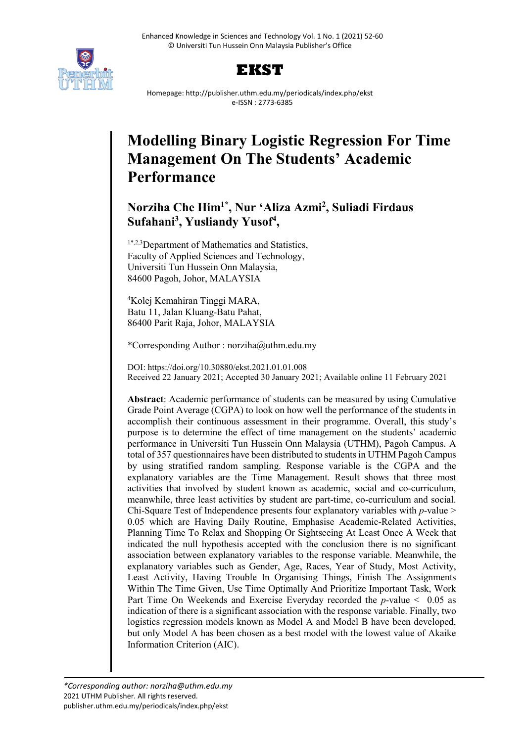# Modelling Binary Logistic Regression For Time Management On The Students' Academic Performance

**Norziha Che Him[1*], Nur 'Aliza Azmi[2], Suliadi Firdaus Sufahani[3], Yusliandy Yusof[4],**

[1*,2,3]Department of Mathematics and Statistics,
Faculty of Applied Sciences and Technology,
Universiti Tun Hussein Onn Malaysia,
84600 Pagoh, Johor, MALAYSIA

[4]Kolej Kemahiran Tinggi MARA,
Batu 11, Jalan Kluang-Batu Pahat,
86400 Parit Raja, Johor, MALAYSIA

*Corresponding Author : norziha@uthm.edu.my

DOI: https://doi.org/10.30880/ekst.2021.01.01.008
Received 22 January 2021; Accepted 30 January 2021; Available online 11 February 2021

**Abstract**: Academic performance of students can be measured by using Cumulative Grade Point Average (CGPA) to look on how well the performance of the students in accomplish their continuous assessment in their programme. Overall, this study's purpose is to determine the effect of time management on the students' academic performance in Universiti Tun Hussein Onn Malaysia (UTHM), Pagoh Campus. A total of 357 questionnaires have been distributed to students in UTHM Pagoh Campus by using stratified random sampling. Response variable is the CGPA and the explanatory variables are the Time Management. Result shows that three most activities that involved by student known as academic, social and co-curriculum, meanwhile, three least activities by student are part-time, co-curriculum and social. Chi-Square Test of Independence presents four explanatory variables with *p*-value $>$ 0.05 which are Having Daily Routine, Emphasise Academic-Related Activities, Planning Time To Relax and Shopping Or Sightseeing At Least Once A Week that indicated the null hypothesis accepted with the conclusion there is no significant association between explanatory variables to the response variable. Meanwhile, the explanatory variables such as Gender, Age, Races, Year of Study, Most Activity, Least Activity, Having Trouble In Organising Things, Finish The Assignments Within The Time Given, Use Time Optimally And Prioritize Important Task, Work Part Time On Weekends and Exercise Everyday recorded the *p*-value $<$ 0.05 as indication of there is a significant association with the response variable. Finally, two logistics regression models known as Model A and Model B have been developed, but only Model A has been chosen as a best model with the lowest value of Akaike Information Criterion (AIC).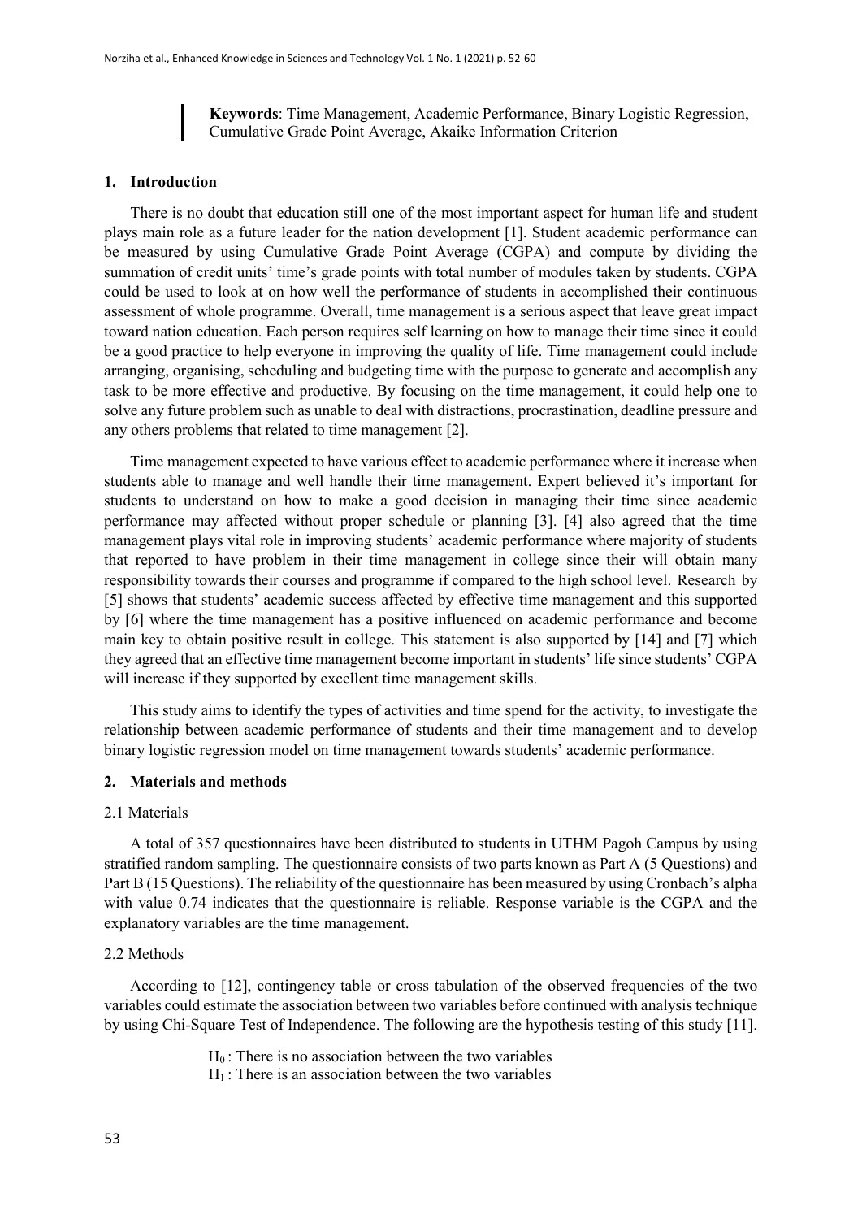**Keywords**: Time Management, Academic Performance, Binary Logistic Regression, Cumulative Grade Point Average, Akaike Information Criterion

## 1. Introduction

There is no doubt that education still one of the most important aspect for human life and student plays main role as a future leader for the nation development [1]. Student academic performance can be measured by using Cumulative Grade Point Average (CGPA) and compute by dividing the summation of credit units' time's grade points with total number of modules taken by students. CGPA could be used to look at on how well the performance of students in accomplished their continuous assessment of whole programme. Overall, time management is a serious aspect that leave great impact toward nation education. Each person requires self learning on how to manage their time since it could be a good practice to help everyone in improving the quality of life. Time management could include arranging, organising, scheduling and budgeting time with the purpose to generate and accomplish any task to be more effective and productive. By focusing on the time management, it could help one to solve any future problem such as unable to deal with distractions, procrastination, deadline pressure and any others problems that related to time management [2].

Time management expected to have various effect to academic performance where it increase when students able to manage and well handle their time management. Expert believed it's important for students to understand on how to make a good decision in managing their time since academic performance may affected without proper schedule or planning [3]. [4] also agreed that the time management plays vital role in improving students' academic performance where majority of students that reported to have problem in their time management in college since their will obtain many responsibility towards their courses and programme if compared to the high school level. Research by [5] shows that students' academic success affected by effective time management and this supported by [6] where the time management has a positive influenced on academic performance and become main key to obtain positive result in college. This statement is also supported by [14] and [7] which they agreed that an effective time management become important in students' life since students' CGPA will increase if they supported by excellent time management skills.

This study aims to identify the types of activities and time spend for the activity, to investigate the relationship between academic performance of students and their time management and to develop binary logistic regression model on time management towards students' academic performance.

## 2. Materials and methods

### 2.1 Materials

A total of 357 questionnaires have been distributed to students in UTHM Pagoh Campus by using stratified random sampling. The questionnaire consists of two parts known as Part A (5 Questions) and Part B (15 Questions). The reliability of the questionnaire has been measured by using Cronbach's alpha with value 0.74 indicates that the questionnaire is reliable. Response variable is the CGPA and the explanatory variables are the time management.

### 2.2 Methods

According to [12], contingency table or cross tabulation of the observed frequencies of the two variables could estimate the association between two variables before continued with analysis technique by using Chi-Square Test of Independence. The following are the hypothesis testing of this study [11].

$H_0$ : There is no association between the two variables
$H_1$ : There is an association between the two variables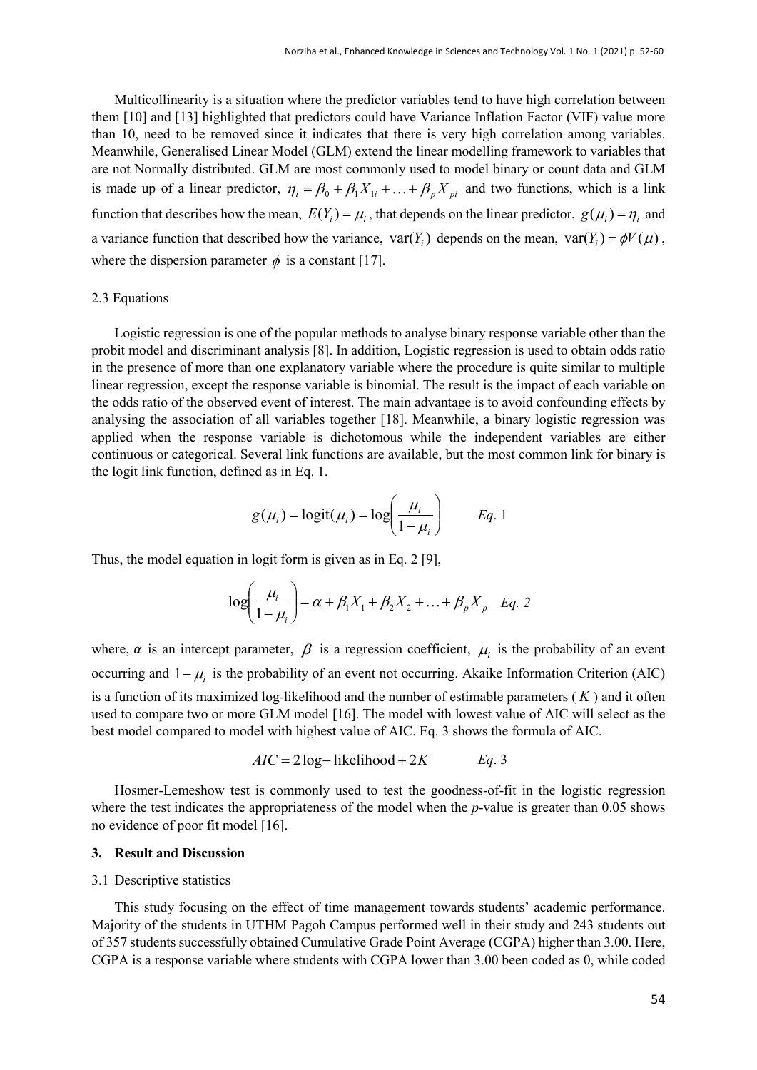Multicollinearity is a situation where the predictor variables tend to have high correlation between them [10] and [13] highlighted that predictors could have Variance Inflation Factor (VIF) value more than 10, need to be removed since it indicates that there is very high correlation among variables. Meanwhile, Generalised Linear Model (GLM) extend the linear modelling framework to variables that are not Normally distributed. GLM are most commonly used to model binary or count data and GLM is made up of a linear predictor, $\eta_i = \beta_0 + \beta_1 X_{1i} + \ldots + \beta_p X_{pi}$ and two functions, which is a link function that describes how the mean, $E(Y_i) = \mu_i$, that depends on the linear predictor, $g(\mu_i) = \eta_i$ and a variance function that described how the variance, $\text{var}(Y_i)$ depends on the mean, $\text{var}(Y_i) = \phi V(\mu)$, where the dispersion parameter $\phi$ is a constant [17].

### 2.3 Equations

Logistic regression is one of the popular methods to analyse binary response variable other than the probit model and discriminant analysis [8]. In addition, Logistic regression is used to obtain odds ratio in the presence of more than one explanatory variable where the procedure is quite similar to multiple linear regression, except the response variable is binomial. The result is the impact of each variable on the odds ratio of the observed event of interest. The main advantage is to avoid confounding effects by analysing the association of all variables together [18]. Meanwhile, a binary logistic regression was applied when the response variable is dichotomous while the independent variables are either continuous or categorical. Several link functions are available, but the most common link for binary is the logit link function, defined as in Eq. 1.

$$g(\mu_i) = \text{logit}(\mu_i) = \log\left(\frac{\mu_i}{1-\mu_i}\right) \qquad \textit{Eq. } 1$$

Thus, the model equation in logit form is given as in Eq. 2 [9],

$$\log\left(\frac{\mu_i}{1-\mu_i}\right) = \alpha + \beta_1 X_1 + \beta_2 X_2 + \ldots + \beta_p X_p \quad \textit{Eq. 2}$$

where, $\alpha$ is an intercept parameter, $\beta$ is a regression coefficient, $\mu_i$ is the probability of an event occurring and $1-\mu_i$ is the probability of an event not occurring. Akaike Information Criterion (AIC) is a function of its maximized log-likelihood and the number of estimable parameters ($K$) and it often used to compare two or more GLM model [16]. The model with lowest value of AIC will select as the best model compared to model with highest value of AIC. Eq. 3 shows the formula of AIC.

$$AIC = 2\log-\text{likelihood} + 2K \qquad \textit{Eq. } 3$$

Hosmer-Lemeshow test is commonly used to test the goodness-of-fit in the logistic regression where the test indicates the appropriateness of the model when the *p*-value is greater than 0.05 shows no evidence of poor fit model [16].

## 3. Result and Discussion

### 3.1 Descriptive statistics

This study focusing on the effect of time management towards students' academic performance. Majority of the students in UTHM Pagoh Campus performed well in their study and 243 students out of 357 students successfully obtained Cumulative Grade Point Average (CGPA) higher than 3.00. Here, CGPA is a response variable where students with CGPA lower than 3.00 been coded as 0, while coded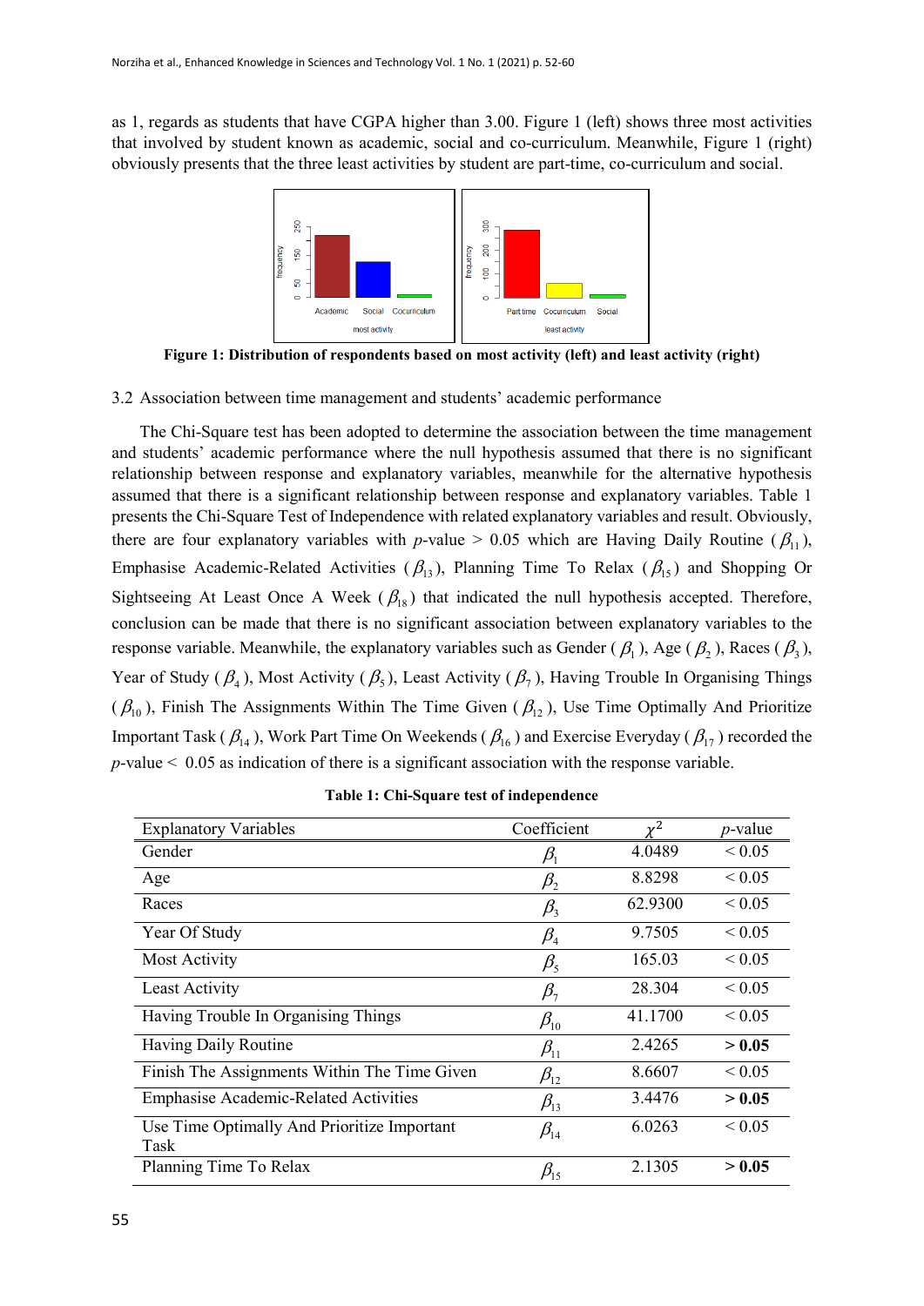as 1, regards as students that have CGPA higher than 3.00. Figure 1 (left) shows three most activities that involved by student known as academic, social and co-curriculum. Meanwhile, Figure 1 (right) obviously presents that the three least activities by student are part-time, co-curriculum and social.

**Figure 1: Distribution of respondents based on most activity (left) and least activity (right)**

3.2 Association between time management and students' academic performance

The Chi-Square test has been adopted to determine the association between the time management and students' academic performance where the null hypothesis assumed that there is no significant relationship between response and explanatory variables, meanwhile for the alternative hypothesis assumed that there is a significant relationship between response and explanatory variables. Table 1 presents the Chi-Square Test of Independence with related explanatory variables and result. Obviously, there are four explanatory variables with *p*-value > 0.05 which are Having Daily Routine ($\beta_{11}$), Emphasise Academic-Related Activities ($\beta_{13}$), Planning Time To Relax ($\beta_{15}$) and Shopping Or Sightseeing At Least Once A Week ($\beta_{18}$) that indicated the null hypothesis accepted. Therefore, conclusion can be made that there is no significant association between explanatory variables to the response variable. Meanwhile, the explanatory variables such as Gender ($\beta_1$), Age ($\beta_2$), Races ($\beta_3$), Year of Study ($\beta_4$), Most Activity ($\beta_5$), Least Activity ($\beta_7$), Having Trouble In Organising Things ($\beta_{10}$), Finish The Assignments Within The Time Given ($\beta_{12}$), Use Time Optimally And Prioritize Important Task ($\beta_{14}$), Work Part Time On Weekends ($\beta_{16}$) and Exercise Everyday ($\beta_{17}$) recorded the *p*-value < 0.05 as indication of there is a significant association with the response variable.

**Table 1: Chi-Square test of independence**

| Explanatory Variables | Coefficient | $\chi^2$ | *p*-value |
|---|---|---|---|
| Gender | $\beta_1$ | 4.0489 | < 0.05 |
| Age | $\beta_2$ | 8.8298 | < 0.05 |
| Races | $\beta_3$ | 62.9300 | < 0.05 |
| Year Of Study | $\beta_4$ | 9.7505 | < 0.05 |
| Most Activity | $\beta_5$ | 165.03 | < 0.05 |
| Least Activity | $\beta_7$ | 28.304 | < 0.05 |
| Having Trouble In Organising Things | $\beta_{10}$ | 41.1700 | < 0.05 |
| Having Daily Routine | $\beta_{11}$ | 2.4265 | **> 0.05** |
| Finish The Assignments Within The Time Given | $\beta_{12}$ | 8.6607 | < 0.05 |
| Emphasise Academic-Related Activities | $\beta_{13}$ | 3.4476 | **> 0.05** |
| Use Time Optimally And Prioritize Important Task | $\beta_{14}$ | 6.0263 | < 0.05 |
| Planning Time To Relax | $\beta_{15}$ | 2.1305 | **> 0.05** |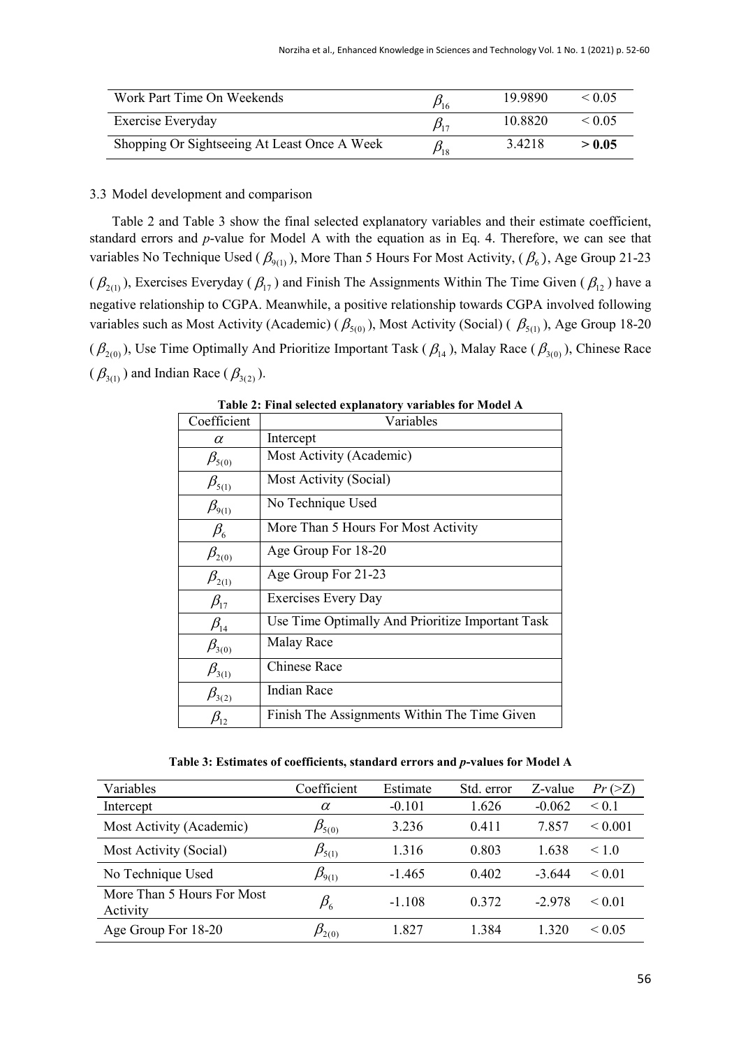| Work Part Time On Weekends | $\beta_{16}$ | 19.9890 | $< 0.05$ |
|---|---|---|---|
| Exercise Everyday | $\beta_{17}$ | 10.8820 | $< 0.05$ |
| Shopping Or Sightseeing At Least Once A Week | $\beta_{18}$ | 3.4218 | **> 0.05** |

### 3.3 Model development and comparison

Table 2 and Table 3 show the final selected explanatory variables and their estimate coefficient, standard errors and *p*-value for Model A with the equation as in Eq. 4. Therefore, we can see that variables No Technique Used ( $\beta_{9(1)}$ ), More Than 5 Hours For Most Activity, ( $\beta_6$ ), Age Group 21-23 ( $\beta_{2(1)}$ ), Exercises Everyday ( $\beta_{17}$ ) and Finish The Assignments Within The Time Given ( $\beta_{12}$ ) have a negative relationship to CGPA. Meanwhile, a positive relationship towards CGPA involved following variables such as Most Activity (Academic) ( $\beta_{5(0)}$ ), Most Activity (Social) ( $\beta_{5(1)}$ ), Age Group 18-20 ( $\beta_{2(0)}$ ), Use Time Optimally And Prioritize Important Task ( $\beta_{14}$ ), Malay Race ( $\beta_{3(0)}$ ), Chinese Race ( $\beta_{3(1)}$ ) and Indian Race ( $\beta_{3(2)}$ ).

**Table 2: Final selected explanatory variables for Model A**

| Coefficient | Variables |
|---|---|
| $\alpha$ | Intercept |
| $\beta_{5(0)}$ | Most Activity (Academic) |
| $\beta_{5(1)}$ | Most Activity (Social) |
| $\beta_{9(1)}$ | No Technique Used |
| $\beta_6$ | More Than 5 Hours For Most Activity |
| $\beta_{2(0)}$ | Age Group For 18-20 |
| $\beta_{2(1)}$ | Age Group For 21-23 |
| $\beta_{17}$ | Exercises Every Day |
| $\beta_{14}$ | Use Time Optimally And Prioritize Important Task |
| $\beta_{3(0)}$ | Malay Race |
| $\beta_{3(1)}$ | Chinese Race |
| $\beta_{3(2)}$ | Indian Race |
| $\beta_{12}$ | Finish The Assignments Within The Time Given |

**Table 3: Estimates of coefficients, standard errors and *p*-values for Model A**

| Variables | Coefficient | Estimate | Std. error | Z-value | $Pr\ (>Z)$ |
|---|---|---|---|---|---|
| Intercept | $\alpha$ | -0.101 | 1.626 | -0.062 | $< 0.1$ |
| Most Activity (Academic) | $\beta_{5(0)}$ | 3.236 | 0.411 | 7.857 | $< 0.001$ |
| Most Activity (Social) | $\beta_{5(1)}$ | 1.316 | 0.803 | 1.638 | $< 1.0$ |
| No Technique Used | $\beta_{9(1)}$ | -1.465 | 0.402 | -3.644 | $< 0.01$ |
| More Than 5 Hours For Most Activity | $\beta_6$ | -1.108 | 0.372 | -2.978 | $< 0.01$ |
| Age Group For 18-20 | $\beta_{2(0)}$ | 1.827 | 1.384 | 1.320 | $< 0.05$ |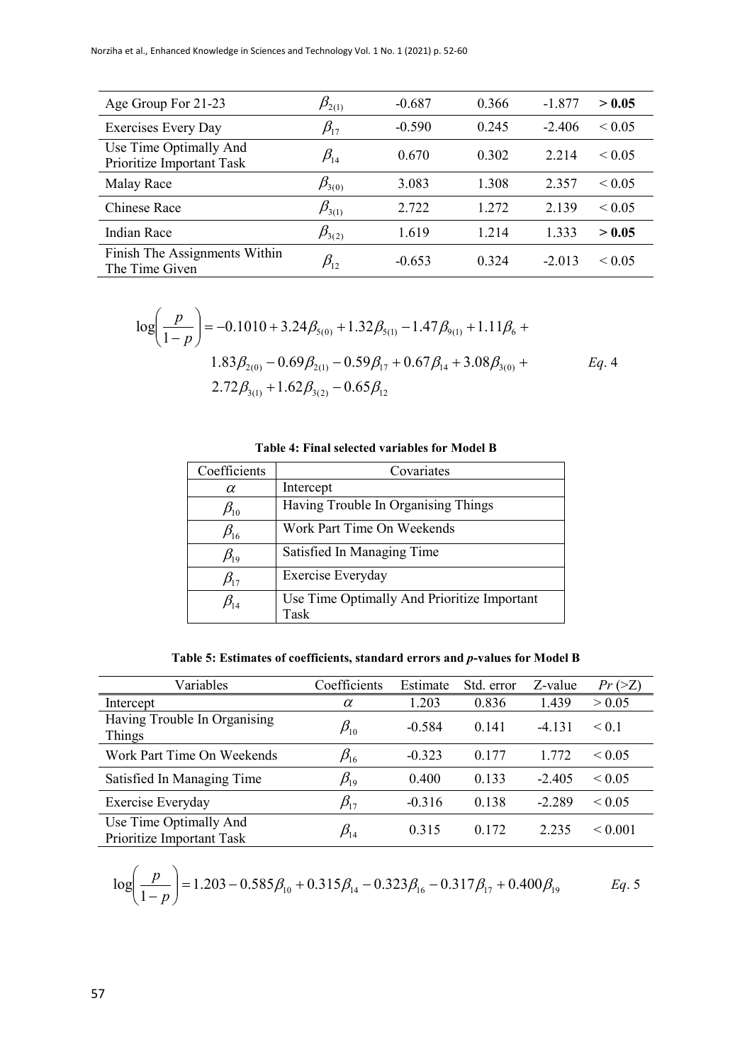| Age Group For 21-23 | $\beta_{2(1)}$ | -0.687 | 0.366 | -1.877 | **> 0.05** |
|---|---|---|---|---|---|
| Exercises Every Day | $\beta_{17}$ | -0.590 | 0.245 | -2.406 | < 0.05 |
| Use Time Optimally And Prioritize Important Task | $\beta_{14}$ | 0.670 | 0.302 | 2.214 | < 0.05 |
| Malay Race | $\beta_{3(0)}$ | 3.083 | 1.308 | 2.357 | < 0.05 |
| Chinese Race | $\beta_{3(1)}$ | 2.722 | 1.272 | 2.139 | < 0.05 |
| Indian Race | $\beta_{3(2)}$ | 1.619 | 1.214 | 1.333 | **> 0.05** |
| Finish The Assignments Within The Time Given | $\beta_{12}$ | -0.653 | 0.324 | -2.013 | < 0.05 |

$$\log\left(\frac{p}{1-p}\right) = -0.1010 + 3.24\beta_{5(0)} + 1.32\beta_{5(1)} - 1.47\beta_{9(1)} + 1.11\beta_{6} + 1.83\beta_{2(0)} - 0.69\beta_{2(1)} - 0.59\beta_{17} + 0.67\beta_{14} + 3.08\beta_{3(0)} + 2.72\beta_{3(1)} + 1.62\beta_{3(2)} - 0.65\beta_{12} \qquad Eq. 4$$

**Table 4: Final selected variables for Model B**

| Coefficients | Covariates |
|---|---|
| $\alpha$ | Intercept |
| $\beta_{10}$ | Having Trouble In Organising Things |
| $\beta_{16}$ | Work Part Time On Weekends |
| $\beta_{19}$ | Satisfied In Managing Time |
| $\beta_{17}$ | Exercise Everyday |
| $\beta_{14}$ | Use Time Optimally And Prioritize Important Task |

**Table 5: Estimates of coefficients, standard errors and *p*-values for Model B**

| Variables | Coefficients | Estimate | Std. error | Z-value | *Pr* (>Z) |
|---|---|---|---|---|---|
| Intercept | $\alpha$ | 1.203 | 0.836 | 1.439 | > 0.05 |
| Having Trouble In Organising Things | $\beta_{10}$ | -0.584 | 0.141 | -4.131 | < 0.1 |
| Work Part Time On Weekends | $\beta_{16}$ | -0.323 | 0.177 | 1.772 | < 0.05 |
| Satisfied In Managing Time | $\beta_{19}$ | 0.400 | 0.133 | -2.405 | < 0.05 |
| Exercise Everyday | $\beta_{17}$ | -0.316 | 0.138 | -2.289 | < 0.05 |
| Use Time Optimally And Prioritize Important Task | $\beta_{14}$ | 0.315 | 0.172 | 2.235 | < 0.001 |

$$\log\left(\frac{p}{1-p}\right) = 1.203 - 0.585\beta_{10} + 0.315\beta_{14} - 0.323\beta_{16} - 0.317\beta_{17} + 0.400\beta_{19} \qquad Eq. 5$$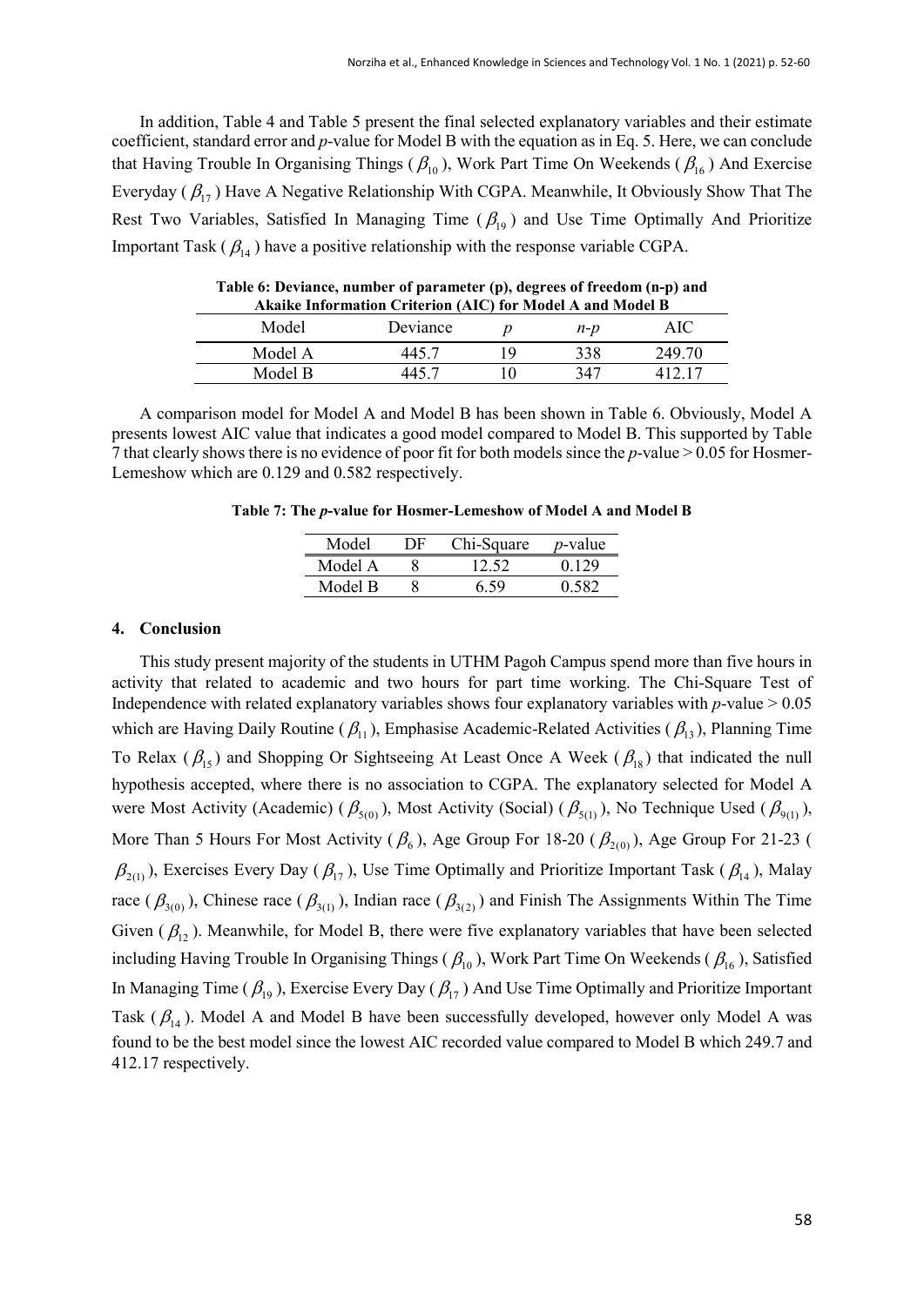In addition, Table 4 and Table 5 present the final selected explanatory variables and their estimate coefficient, standard error and *p*-value for Model B with the equation as in Eq. 5. Here, we can conclude that Having Trouble In Organising Things ($\beta_{10}$), Work Part Time On Weekends ($\beta_{16}$) And Exercise Everyday ($\beta_{17}$) Have A Negative Relationship With CGPA. Meanwhile, It Obviously Show That The Rest Two Variables, Satisfied In Managing Time ($\beta_{19}$) and Use Time Optimally And Prioritize Important Task ($\beta_{14}$) have a positive relationship with the response variable CGPA.

**Table 6: Deviance, number of parameter (p), degrees of freedom (n-p) and Akaike Information Criterion (AIC) for Model A and Model B**

| Model | Deviance | $p$ | $n$-$p$ | AIC |
|---|---|---|---|---|
| Model A | 445.7 | 19 | 338 | 249.70 |
| Model B | 445.7 | 10 | 347 | 412.17 |

A comparison model for Model A and Model B has been shown in Table 6. Obviously, Model A presents lowest AIC value that indicates a good model compared to Model B. This supported by Table 7 that clearly shows there is no evidence of poor fit for both models since the *p*-value > 0.05 for Hosmer-Lemeshow which are 0.129 and 0.582 respectively.

**Table 7: The *p*-value for Hosmer-Lemeshow of Model A and Model B**

| Model | DF | Chi-Square | *p*-value |
|---|---|---|---|
| Model A | 8 | 12.52 | 0.129 |
| Model B | 8 | 6.59 | 0.582 |

## 4. Conclusion

This study present majority of the students in UTHM Pagoh Campus spend more than five hours in activity that related to academic and two hours for part time working. The Chi-Square Test of Independence with related explanatory variables shows four explanatory variables with *p*-value > 0.05 which are Having Daily Routine ($\beta_{11}$), Emphasise Academic-Related Activities ($\beta_{13}$), Planning Time To Relax ($\beta_{15}$) and Shopping Or Sightseeing At Least Once A Week ($\beta_{18}$) that indicated the null hypothesis accepted, where there is no association to CGPA. The explanatory selected for Model A were Most Activity (Academic) ($\beta_{5(0)}$), Most Activity (Social) ($\beta_{5(1)}$), No Technique Used ($\beta_{9(1)}$), More Than 5 Hours For Most Activity ($\beta_{6}$), Age Group For 18-20 ($\beta_{2(0)}$), Age Group For 21-23 ($\beta_{2(1)}$), Exercises Every Day ($\beta_{17}$), Use Time Optimally and Prioritize Important Task ($\beta_{14}$), Malay race ($\beta_{3(0)}$), Chinese race ($\beta_{3(1)}$), Indian race ($\beta_{3(2)}$) and Finish The Assignments Within The Time Given ($\beta_{12}$). Meanwhile, for Model B, there were five explanatory variables that have been selected including Having Trouble In Organising Things ($\beta_{10}$), Work Part Time On Weekends ($\beta_{16}$), Satisfied In Managing Time ($\beta_{19}$), Exercise Every Day ($\beta_{17}$) And Use Time Optimally and Prioritize Important Task ($\beta_{14}$). Model A and Model B have been successfully developed, however only Model A was found to be the best model since the lowest AIC recorded value compared to Model B which 249.7 and 412.17 respectively.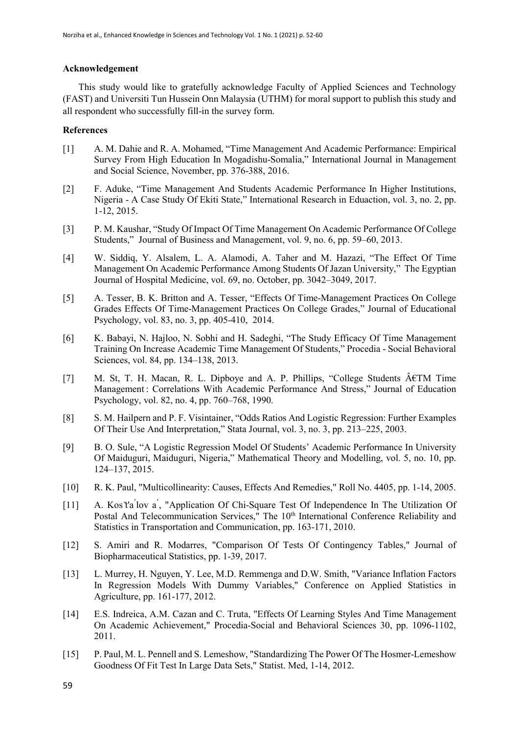### Acknowledgement

This study would like to gratefully acknowledge Faculty of Applied Sciences and Technology (FAST) and Universiti Tun Hussein Onn Malaysia (UTHM) for moral support to publish this study and all respondent who successfully fill-in the survey form.

### References

[1] A. M. Dahie and R. A. Mohamed, "Time Management And Academic Performance: Empirical Survey From High Education In Mogadishu-Somalia," International Journal in Management and Social Science, November, pp. 376-388, 2016.

[2] F. Aduke, "Time Management And Students Academic Performance In Higher Institutions, Nigeria - A Case Study Of Ekiti State," International Research in Eduaction, vol. 3, no. 2, pp. 1-12, 2015.

[3] P. M. Kaushar, "Study Of Impact Of Time Management On Academic Performance Of College Students," Journal of Business and Management, vol. 9, no. 6, pp. 59–60, 2013.

[4] W. Siddiq, Y. Alsalem, L. A. Alamodi, A. Taher and M. Hazazi, "The Effect Of Time Management On Academic Performance Among Students Of Jazan University," The Egyptian Journal of Hospital Medicine, vol. 69, no. October, pp. 3042–3049, 2017.

[5] A. Tesser, B. K. Britton and A. Tesser, "Effects Of Time-Management Practices On College Grades Effects Of Time-Management Practices On College Grades," Journal of Educational Psychology, vol. 83, no. 3, pp. 405-410, 2014.

[6] K. Babayi, N. Hajloo, N. Sobhi and H. Sadeghi, "The Study Efficacy Of Time Management Training On Increase Academic Time Management Of Students," Procedia - Social Behavioral Sciences, vol. 84, pp. 134–138, 2013.

[7] M. St, T. H. Macan, R. L. Dipboye and A. P. Phillips, "College Students Â€TM Time Management : Correlations With Academic Performance And Stress," Journal of Education Psychology, vol. 82, no. 4, pp. 760–768, 1990.

[8] S. M. Hailpern and P. F. Visintainer, "Odds Ratios And Logistic Regression: Further Examples Of Their Use And Interpretation," Stata Journal, vol. 3, no. 3, pp. 213–225, 2003.

[9] B. O. Sule, "A Logistic Regression Model Of Students' Academic Performance In University Of Maiduguri, Maiduguri, Nigeria," Mathematical Theory and Modelling, vol. 5, no. 10, pp. 124–137, 2015.

[10] R. K. Paul, "Multicollinearity: Causes, Effects And Remedies," Roll No. 4405, pp. 1-14, 2005.

[11] A. Kosˇt'a´lov a´, "Application Of Chi-Square Test Of Independence In The Utilization Of Postal And Telecommunication Services," The 10th International Conference Reliability and Statistics in Transportation and Communication, pp. 163-171, 2010.

[12] S. Amiri and R. Modarres, "Comparison Of Tests Of Contingency Tables," Journal of Biopharmaceutical Statistics, pp. 1-39, 2017.

[13] L. Murrey, H. Nguyen, Y. Lee, M.D. Remmenga and D.W. Smith, "Variance Inflation Factors In Regression Models With Dummy Variables," Conference on Applied Statistics in Agriculture, pp. 161-177, 2012.

[14] E.S. Indreica, A.M. Cazan and C. Truta, "Effects Of Learning Styles And Time Management On Academic Achievement," Procedia-Social and Behavioral Sciences 30, pp. 1096-1102, 2011.

[15] P. Paul, M. L. Pennell and S. Lemeshow, "Standardizing The Power Of The Hosmer-Lemeshow Goodness Of Fit Test In Large Data Sets," Statist. Med, 1-14, 2012.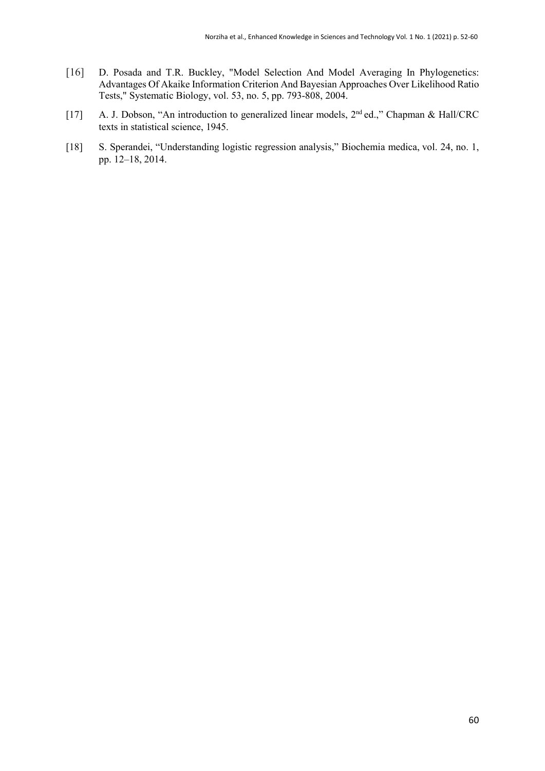[16] D. Posada and T.R. Buckley, "Model Selection And Model Averaging In Phylogenetics: Advantages Of Akaike Information Criterion And Bayesian Approaches Over Likelihood Ratio Tests," Systematic Biology, vol. 53, no. 5, pp. 793-808, 2004.

[17] A. J. Dobson, "An introduction to generalized linear models, 2nd ed.," Chapman & Hall/CRC texts in statistical science, 1945.

[18] S. Sperandei, "Understanding logistic regression analysis," Biochemia medica, vol. 24, no. 1, pp. 12–18, 2014.